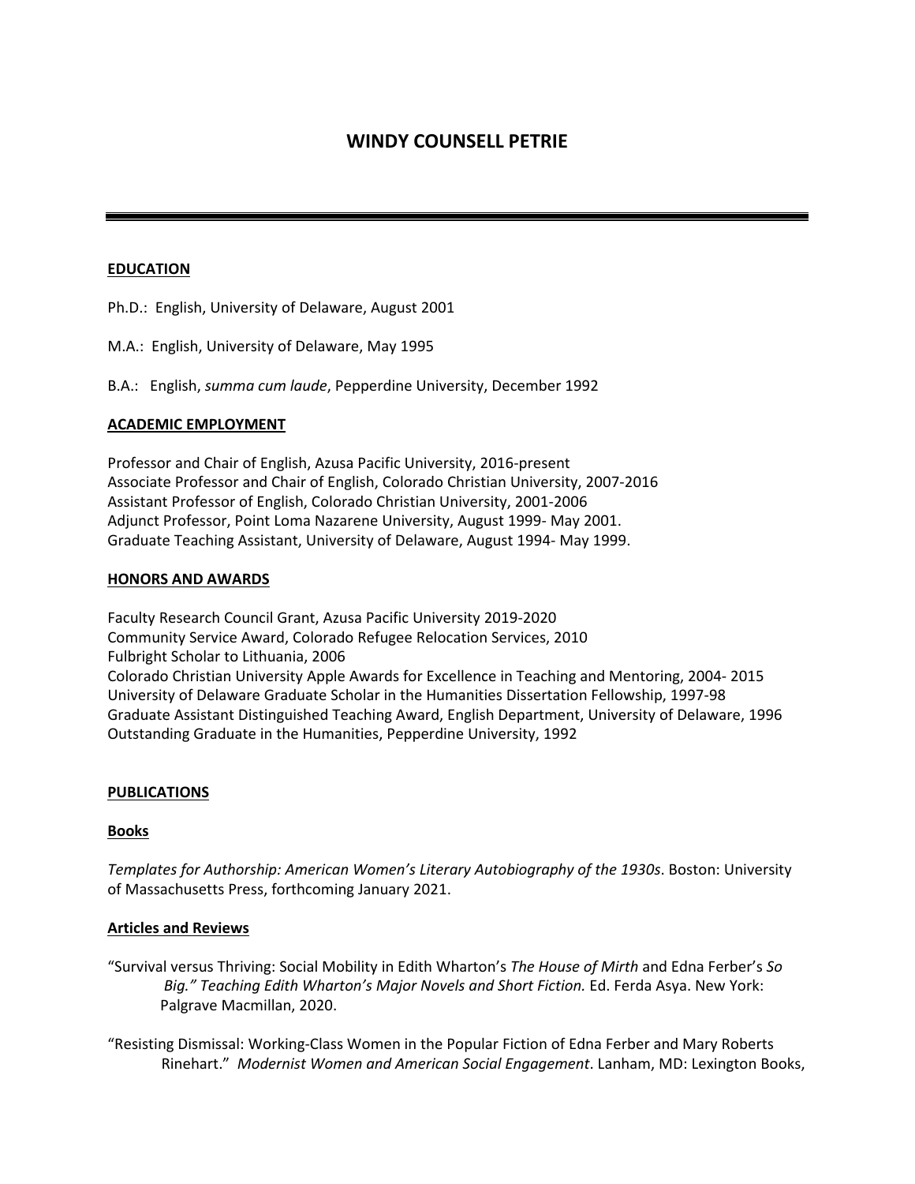# WINDY COUNSELL PETRIE

---

## EDUCATION

Ph.D.: English, University of Delaware, August 2001

M.A.: English, University of Delaware, May 1995

B.A.: English, *summa cum laude*, Pepperdine University, December 1992

## ACADEMIC EMPLOYMENT

Professor and Chair of English, Azusa Pacific University, 2016-present
Associate Professor and Chair of English, Colorado Christian University, 2007-2016
Assistant Professor of English, Colorado Christian University, 2001-2006
Adjunct Professor, Point Loma Nazarene University, August 1999- May 2001.
Graduate Teaching Assistant, University of Delaware, August 1994- May 1999.

## HONORS AND AWARDS

Faculty Research Council Grant, Azusa Pacific University 2019-2020
Community Service Award, Colorado Refugee Relocation Services, 2010
Fulbright Scholar to Lithuania, 2006
Colorado Christian University Apple Awards for Excellence in Teaching and Mentoring, 2004- 2015
University of Delaware Graduate Scholar in the Humanities Dissertation Fellowship, 1997-98
Graduate Assistant Distinguished Teaching Award, English Department, University of Delaware, 1996
Outstanding Graduate in the Humanities, Pepperdine University, 1992

## PUBLICATIONS

### Books

*Templates for Authorship: American Women's Literary Autobiography of the 1930s*. Boston: University of Massachusetts Press, forthcoming January 2021.

### Articles and Reviews

"Survival versus Thriving: Social Mobility in Edith Wharton's *The House of Mirth* and Edna Ferber's *So Big." Teaching Edith Wharton's Major Novels and Short Fiction.* Ed. Ferda Asya. New York: Palgrave Macmillan, 2020.

"Resisting Dismissal: Working-Class Women in the Popular Fiction of Edna Ferber and Mary Roberts Rinehart." *Modernist Women and American Social Engagement*. Lanham, MD: Lexington Books,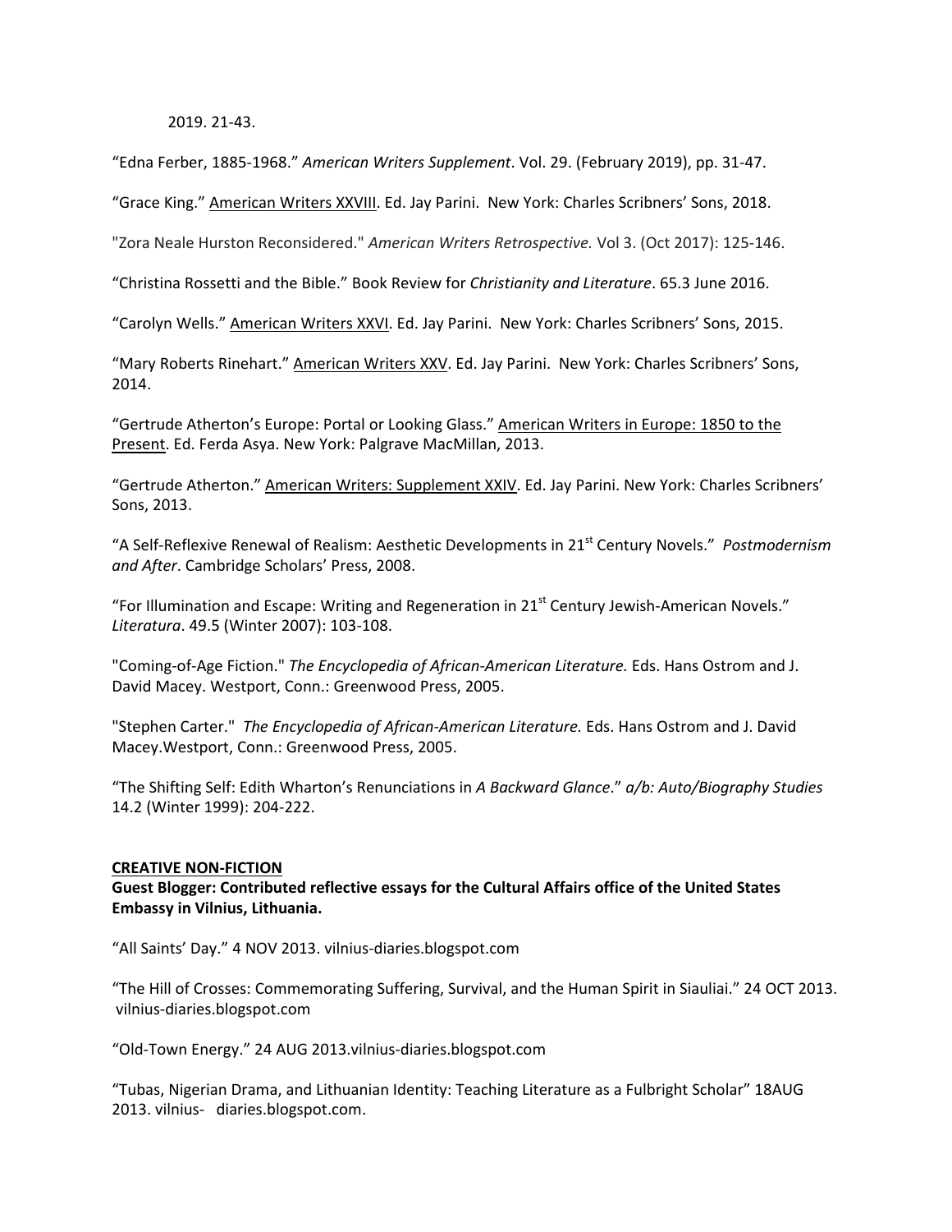2019. 21-43.

“Edna Ferber, 1885-1968.” *American Writers Supplement*. Vol. 29. (February 2019), pp. 31-47.

“Grace King.” American Writers XXVIII. Ed. Jay Parini. New York: Charles Scribners’ Sons, 2018.

"Zora Neale Hurston Reconsidered." *American Writers Retrospective.* Vol 3. (Oct 2017): 125-146.

“Christina Rossetti and the Bible.” Book Review for *Christianity and Literature*. 65.3 June 2016.

“Carolyn Wells.” American Writers XXVI. Ed. Jay Parini. New York: Charles Scribners’ Sons, 2015.

“Mary Roberts Rinehart.” American Writers XXV. Ed. Jay Parini. New York: Charles Scribners’ Sons, 2014.

“Gertrude Atherton’s Europe: Portal or Looking Glass.” American Writers in Europe: 1850 to the Present. Ed. Ferda Asya. New York: Palgrave MacMillan, 2013.

“Gertrude Atherton.” American Writers: Supplement XXIV. Ed. Jay Parini. New York: Charles Scribners’ Sons, 2013.

“A Self-Reflexive Renewal of Realism: Aesthetic Developments in 21st Century Novels.” *Postmodernism and After*. Cambridge Scholars’ Press, 2008.

“For Illumination and Escape: Writing and Regeneration in 21st Century Jewish-American Novels.” *Literatura*. 49.5 (Winter 2007): 103-108.

"Coming-of-Age Fiction." *The Encyclopedia of African-American Literature.* Eds. Hans Ostrom and J. David Macey. Westport, Conn.: Greenwood Press, 2005.

"Stephen Carter." *The Encyclopedia of African-American Literature.* Eds. Hans Ostrom and J. David Macey.Westport, Conn.: Greenwood Press, 2005.

“The Shifting Self: Edith Wharton’s Renunciations in *A Backward Glance*.” *a/b: Auto/Biography Studies* 14.2 (Winter 1999): 204-222.

## CREATIVE NON-FICTION

**Guest Blogger: Contributed reflective essays for the Cultural Affairs office of the United States Embassy in Vilnius, Lithuania.**

“All Saints’ Day.” 4 NOV 2013. vilnius-diaries.blogspot.com

“The Hill of Crosses: Commemorating Suffering, Survival, and the Human Spirit in Siauliai.” 24 OCT 2013. vilnius-diaries.blogspot.com

“Old-Town Energy.” 24 AUG 2013.vilnius-diaries.blogspot.com

“Tubas, Nigerian Drama, and Lithuanian Identity: Teaching Literature as a Fulbright Scholar” 18AUG 2013. vilnius- diaries.blogspot.com.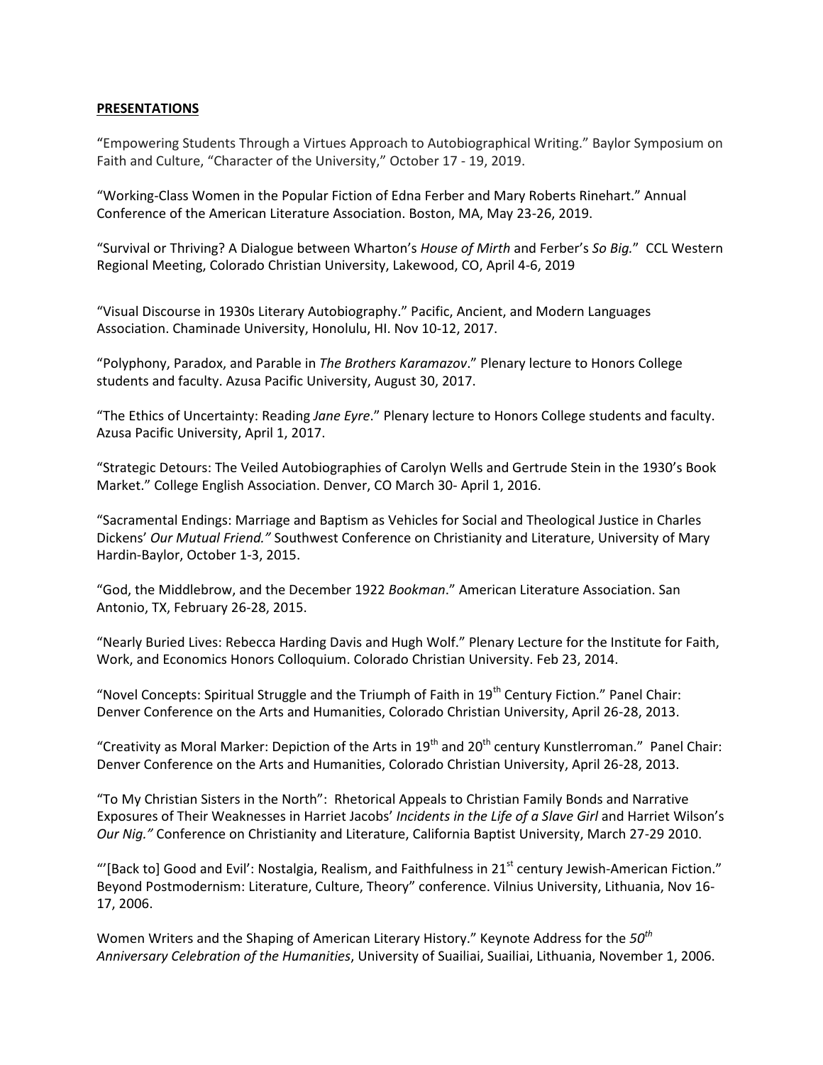## **PRESENTATIONS**

"Empowering Students Through a Virtues Approach to Autobiographical Writing." Baylor Symposium on Faith and Culture, "Character of the University," October 17 - 19, 2019.

"Working-Class Women in the Popular Fiction of Edna Ferber and Mary Roberts Rinehart." Annual Conference of the American Literature Association. Boston, MA, May 23-26, 2019.

"Survival or Thriving? A Dialogue between Wharton's *House of Mirth* and Ferber's *So Big.*" CCL Western Regional Meeting, Colorado Christian University, Lakewood, CO, April 4-6, 2019

"Visual Discourse in 1930s Literary Autobiography." Pacific, Ancient, and Modern Languages Association. Chaminade University, Honolulu, HI. Nov 10-12, 2017.

"Polyphony, Paradox, and Parable in *The Brothers Karamazov*." Plenary lecture to Honors College students and faculty. Azusa Pacific University, August 30, 2017.

"The Ethics of Uncertainty: Reading *Jane Eyre*." Plenary lecture to Honors College students and faculty. Azusa Pacific University, April 1, 2017.

"Strategic Detours: The Veiled Autobiographies of Carolyn Wells and Gertrude Stein in the 1930's Book Market." College English Association. Denver, CO March 30- April 1, 2016.

"Sacramental Endings: Marriage and Baptism as Vehicles for Social and Theological Justice in Charles Dickens' *Our Mutual Friend."* Southwest Conference on Christianity and Literature, University of Mary Hardin-Baylor, October 1-3, 2015.

"God, the Middlebrow, and the December 1922 *Bookman*." American Literature Association. San Antonio, TX, February 26-28, 2015.

"Nearly Buried Lives: Rebecca Harding Davis and Hugh Wolf." Plenary Lecture for the Institute for Faith, Work, and Economics Honors Colloquium. Colorado Christian University. Feb 23, 2014.

"Novel Concepts: Spiritual Struggle and the Triumph of Faith in 19th Century Fiction." Panel Chair: Denver Conference on the Arts and Humanities, Colorado Christian University, April 26-28, 2013.

"Creativity as Moral Marker: Depiction of the Arts in 19th and 20th century Kunstlerroman." Panel Chair: Denver Conference on the Arts and Humanities, Colorado Christian University, April 26-28, 2013.

"To My Christian Sisters in the North": Rhetorical Appeals to Christian Family Bonds and Narrative Exposures of Their Weaknesses in Harriet Jacobs' *Incidents in the Life of a Slave Girl* and Harriet Wilson's *Our Nig."* Conference on Christianity and Literature, California Baptist University, March 27-29 2010.

"'[Back to] Good and Evil': Nostalgia, Realism, and Faithfulness in 21st century Jewish-American Fiction." Beyond Postmodernism: Literature, Culture, Theory" conference. Vilnius University, Lithuania, Nov 16-17, 2006.

Women Writers and the Shaping of American Literary History." Keynote Address for the *50th Anniversary Celebration of the Humanities*, University of Suailiai, Suailiai, Lithuania, November 1, 2006.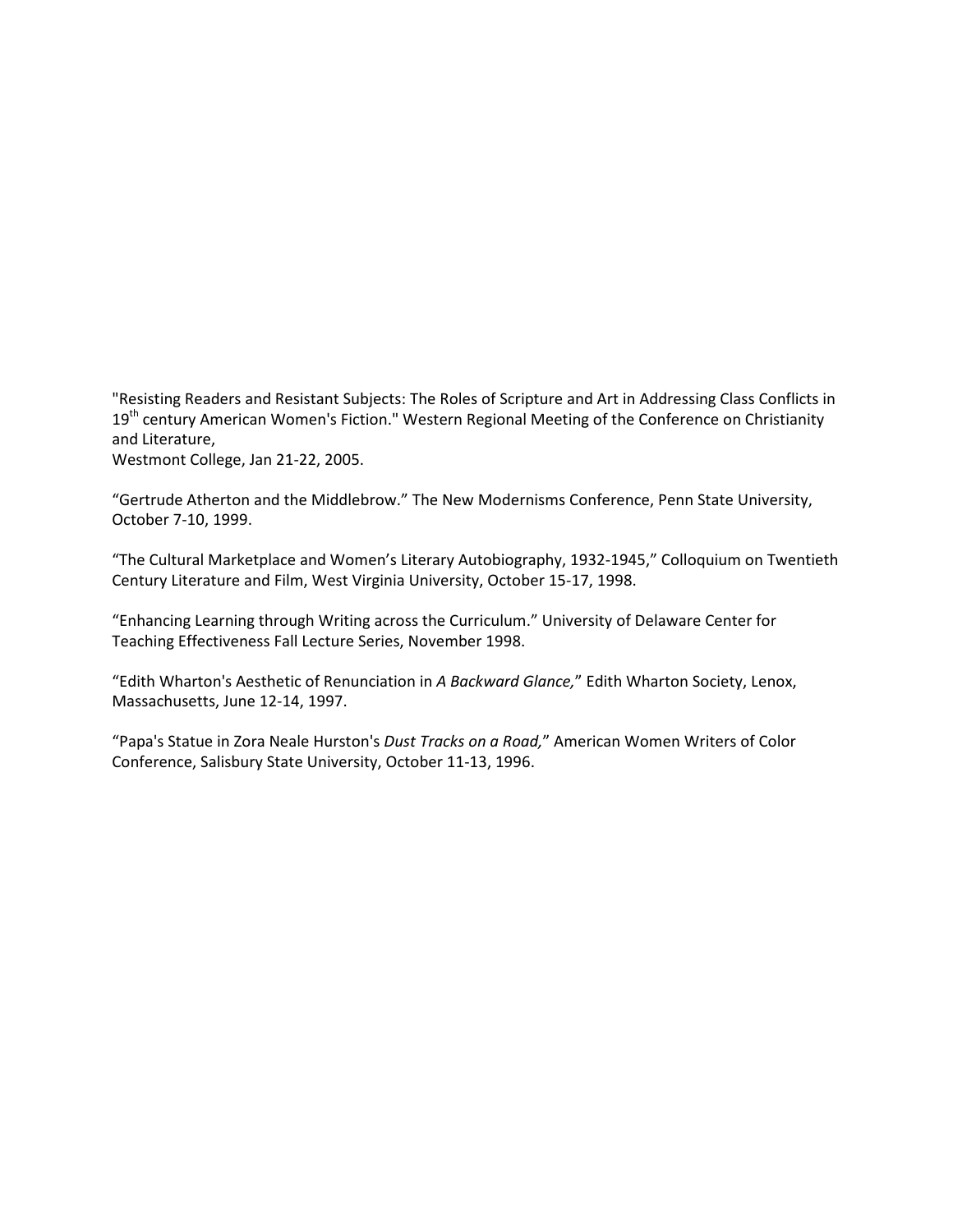"Resisting Readers and Resistant Subjects: The Roles of Scripture and Art in Addressing Class Conflicts in 19th century American Women's Fiction." Western Regional Meeting of the Conference on Christianity and Literature,
Westmont College, Jan 21-22, 2005.

"Gertrude Atherton and the Middlebrow." The New Modernisms Conference, Penn State University, October 7-10, 1999.

"The Cultural Marketplace and Women's Literary Autobiography, 1932-1945," Colloquium on Twentieth Century Literature and Film, West Virginia University, October 15-17, 1998.

"Enhancing Learning through Writing across the Curriculum." University of Delaware Center for Teaching Effectiveness Fall Lecture Series, November 1998.

"Edith Wharton's Aesthetic of Renunciation in *A Backward Glance,*" Edith Wharton Society, Lenox, Massachusetts, June 12-14, 1997.

"Papa's Statue in Zora Neale Hurston's *Dust Tracks on a Road,*" American Women Writers of Color Conference, Salisbury State University, October 11-13, 1996.